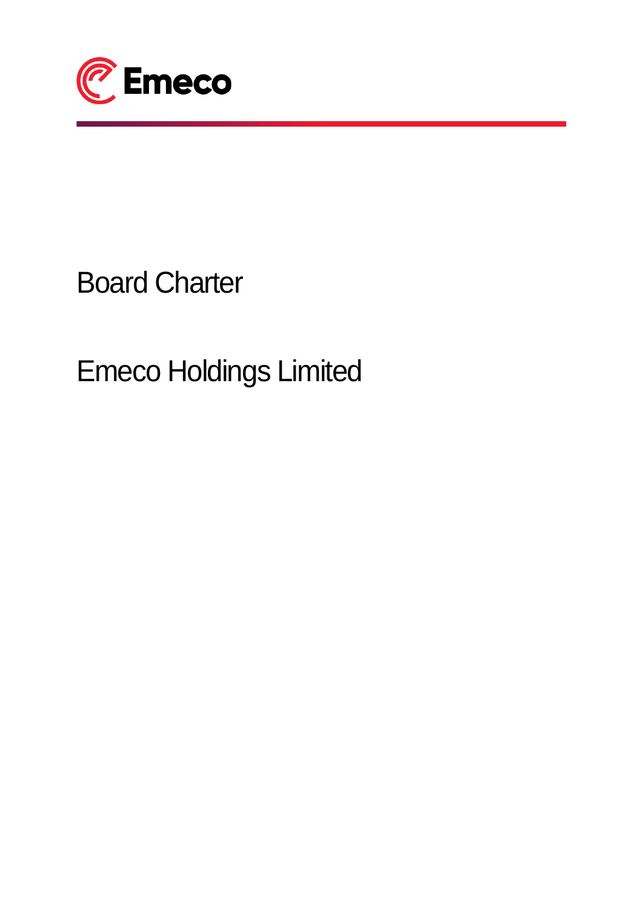# Board Charter

# Emeco Holdings Limited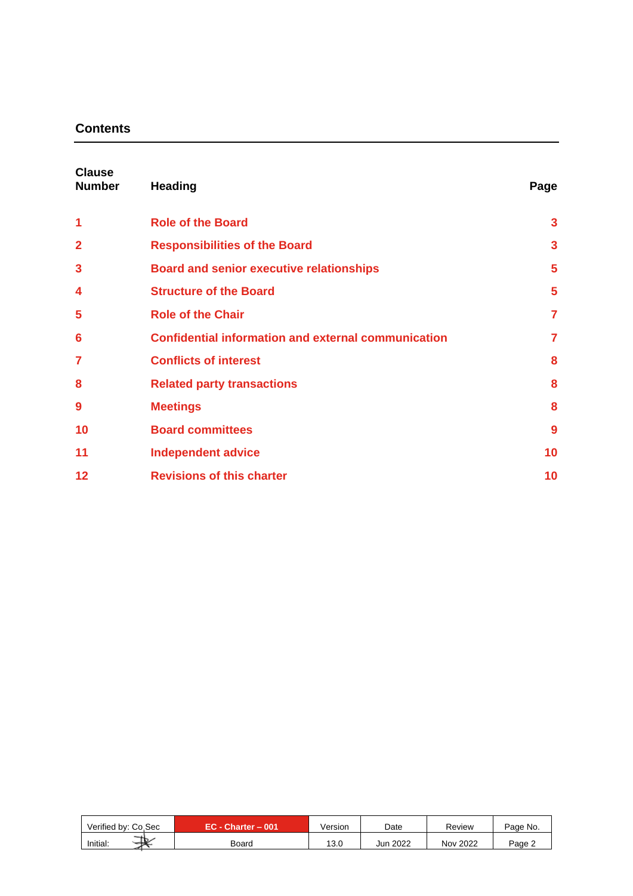## Contents

| Clause Number | Heading | Page |
|---|---|---|
| 1 | Role of the Board | 3 |
| 2 | Responsibilities of the Board | 3 |
| 3 | Board and senior executive relationships | 5 |
| 4 | Structure of the Board | 5 |
| 5 | Role of the Chair | 7 |
| 6 | Confidential information and external communication | 7 |
| 7 | Conflicts of interest | 8 |
| 8 | Related party transactions | 8 |
| 9 | Meetings | 8 |
| 10 | Board committees | 9 |
| 11 | Independent advice | 10 |
| 12 | Revisions of this charter | 10 |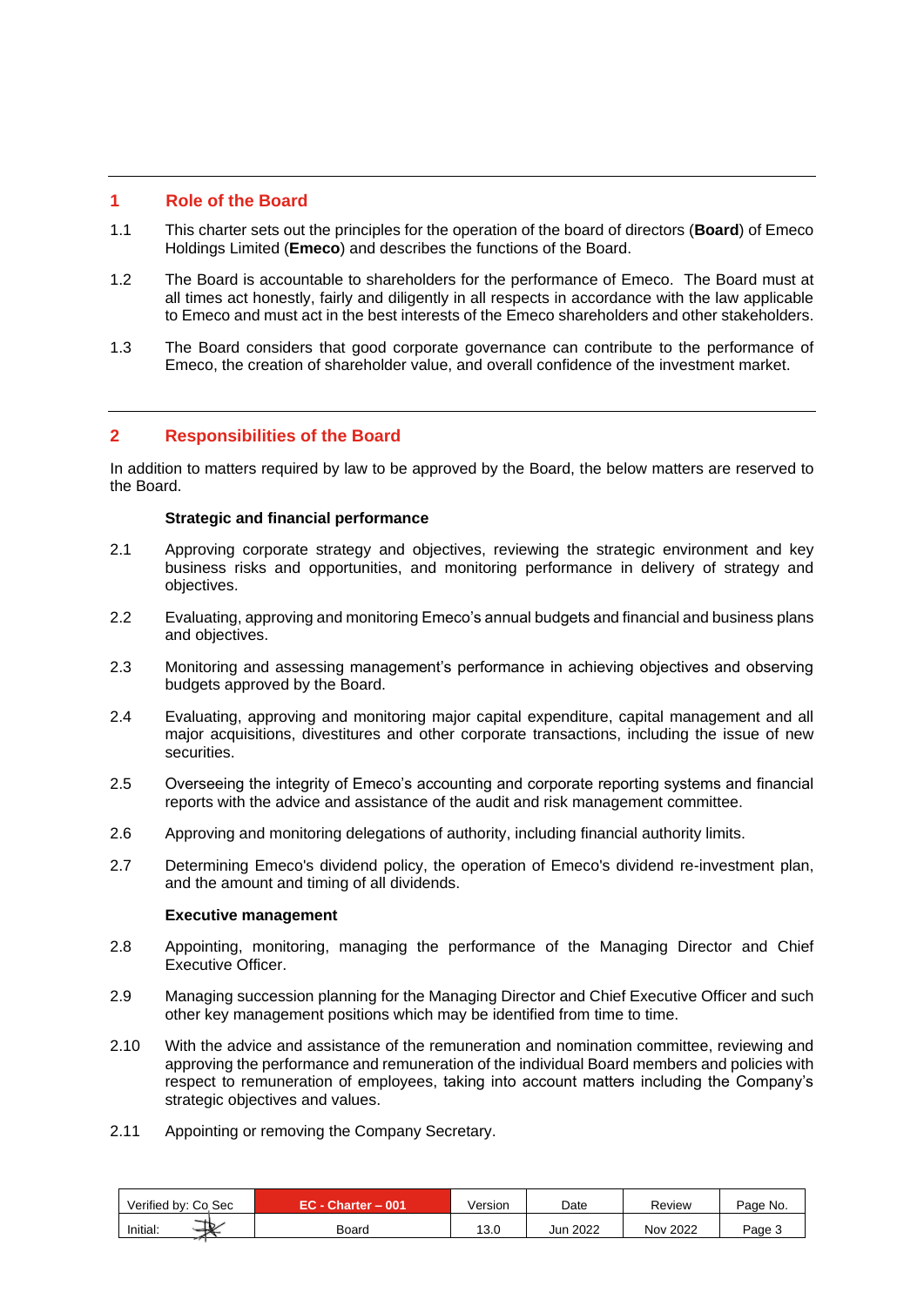## 1 Role of the Board

1.1 This charter sets out the principles for the operation of the board of directors (**Board**) of Emeco Holdings Limited (**Emeco**) and describes the functions of the Board.

1.2 The Board is accountable to shareholders for the performance of Emeco. The Board must at all times act honestly, fairly and diligently in all respects in accordance with the law applicable to Emeco and must act in the best interests of the Emeco shareholders and other stakeholders.

1.3 The Board considers that good corporate governance can contribute to the performance of Emeco, the creation of shareholder value, and overall confidence of the investment market.

## 2 Responsibilities of the Board

In addition to matters required by law to be approved by the Board, the below matters are reserved to the Board.

**Strategic and financial performance**

2.1 Approving corporate strategy and objectives, reviewing the strategic environment and key business risks and opportunities, and monitoring performance in delivery of strategy and objectives.

2.2 Evaluating, approving and monitoring Emeco's annual budgets and financial and business plans and objectives.

2.3 Monitoring and assessing management's performance in achieving objectives and observing budgets approved by the Board.

2.4 Evaluating, approving and monitoring major capital expenditure, capital management and all major acquisitions, divestitures and other corporate transactions, including the issue of new securities.

2.5 Overseeing the integrity of Emeco's accounting and corporate reporting systems and financial reports with the advice and assistance of the audit and risk management committee.

2.6 Approving and monitoring delegations of authority, including financial authority limits.

2.7 Determining Emeco's dividend policy, the operation of Emeco's dividend re-investment plan, and the amount and timing of all dividends.

**Executive management**

2.8 Appointing, monitoring, managing the performance of the Managing Director and Chief Executive Officer.

2.9 Managing succession planning for the Managing Director and Chief Executive Officer and such other key management positions which may be identified from time to time.

2.10 With the advice and assistance of the remuneration and nomination committee, reviewing and approving the performance and remuneration of the individual Board members and policies with respect to remuneration of employees, taking into account matters including the Company's strategic objectives and values.

2.11 Appointing or removing the Company Secretary.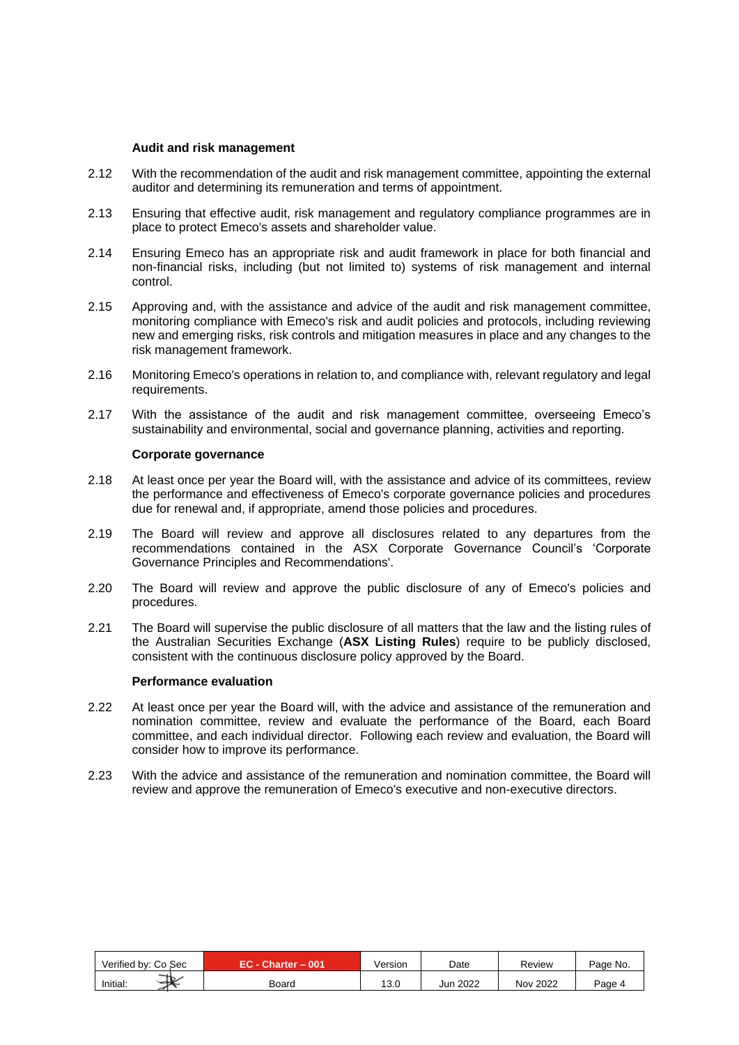### Audit and risk management

2.12 With the recommendation of the audit and risk management committee, appointing the external auditor and determining its remuneration and terms of appointment.

2.13 Ensuring that effective audit, risk management and regulatory compliance programmes are in place to protect Emeco's assets and shareholder value.

2.14 Ensuring Emeco has an appropriate risk and audit framework in place for both financial and non-financial risks, including (but not limited to) systems of risk management and internal control.

2.15 Approving and, with the assistance and advice of the audit and risk management committee, monitoring compliance with Emeco's risk and audit policies and protocols, including reviewing new and emerging risks, risk controls and mitigation measures in place and any changes to the risk management framework.

2.16 Monitoring Emeco's operations in relation to, and compliance with, relevant regulatory and legal requirements.

2.17 With the assistance of the audit and risk management committee, overseeing Emeco's sustainability and environmental, social and governance planning, activities and reporting.

### Corporate governance

2.18 At least once per year the Board will, with the assistance and advice of its committees, review the performance and effectiveness of Emeco's corporate governance policies and procedures due for renewal and, if appropriate, amend those policies and procedures.

2.19 The Board will review and approve all disclosures related to any departures from the recommendations contained in the ASX Corporate Governance Council's 'Corporate Governance Principles and Recommendations'.

2.20 The Board will review and approve the public disclosure of any of Emeco's policies and procedures.

2.21 The Board will supervise the public disclosure of all matters that the law and the listing rules of the Australian Securities Exchange (**ASX Listing Rules**) require to be publicly disclosed, consistent with the continuous disclosure policy approved by the Board.

### Performance evaluation

2.22 At least once per year the Board will, with the advice and assistance of the remuneration and nomination committee, review and evaluate the performance of the Board, each Board committee, and each individual director. Following each review and evaluation, the Board will consider how to improve its performance.

2.23 With the advice and assistance of the remuneration and nomination committee, the Board will review and approve the remuneration of Emeco's executive and non-executive directors.

| Verified by: Co Sec | EC - Charter – 001 | Version | Date | Review | Page No. |
| --- | --- | --- | --- | --- | --- |
| Initial: | Board | 13.0 | Jun 2022 | Nov 2022 | Page 4 |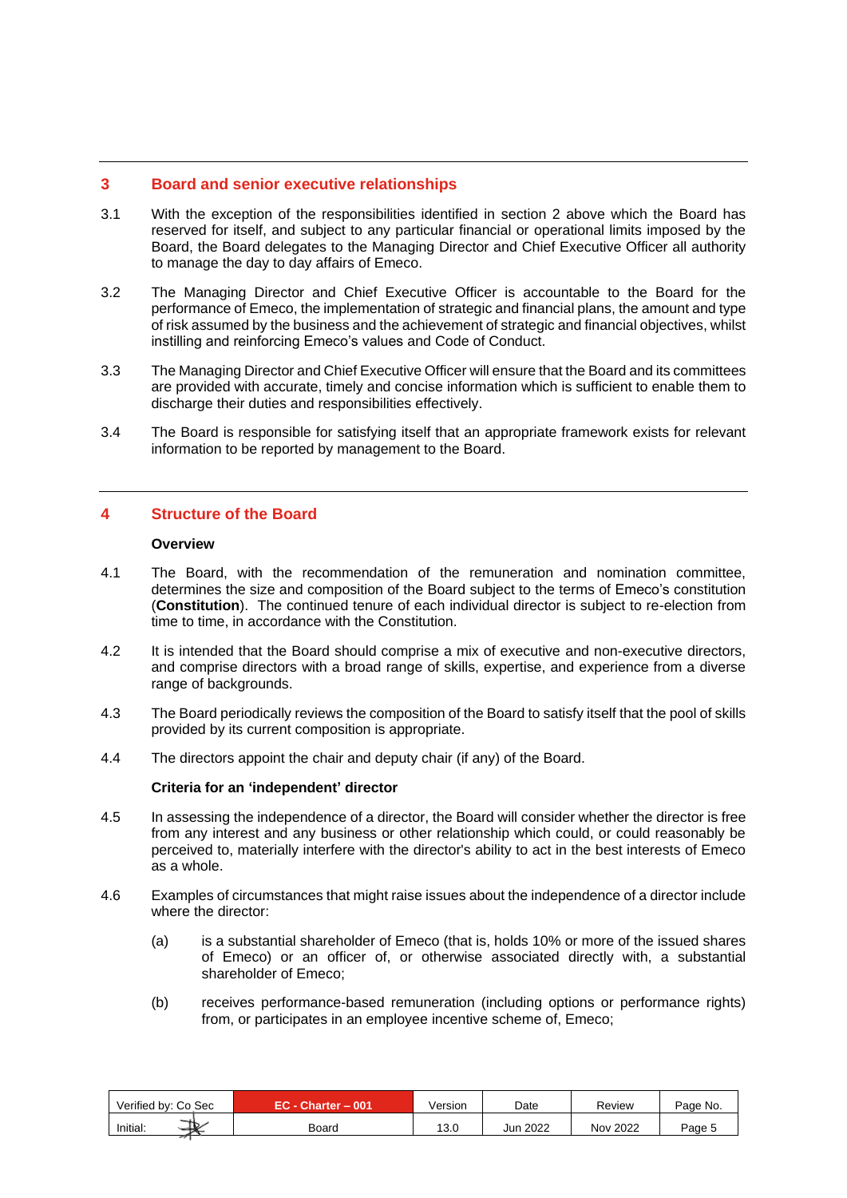## 3 Board and senior executive relationships

3.1 With the exception of the responsibilities identified in section 2 above which the Board has reserved for itself, and subject to any particular financial or operational limits imposed by the Board, the Board delegates to the Managing Director and Chief Executive Officer all authority to manage the day to day affairs of Emeco.

3.2 The Managing Director and Chief Executive Officer is accountable to the Board for the performance of Emeco, the implementation of strategic and financial plans, the amount and type of risk assumed by the business and the achievement of strategic and financial objectives, whilst instilling and reinforcing Emeco's values and Code of Conduct.

3.3 The Managing Director and Chief Executive Officer will ensure that the Board and its committees are provided with accurate, timely and concise information which is sufficient to enable them to discharge their duties and responsibilities effectively.

3.4 The Board is responsible for satisfying itself that an appropriate framework exists for relevant information to be reported by management to the Board.

## 4 Structure of the Board

### Overview

4.1 The Board, with the recommendation of the remuneration and nomination committee, determines the size and composition of the Board subject to the terms of Emeco's constitution (**Constitution**). The continued tenure of each individual director is subject to re-election from time to time, in accordance with the Constitution.

4.2 It is intended that the Board should comprise a mix of executive and non-executive directors, and comprise directors with a broad range of skills, expertise, and experience from a diverse range of backgrounds.

4.3 The Board periodically reviews the composition of the Board to satisfy itself that the pool of skills provided by its current composition is appropriate.

4.4 The directors appoint the chair and deputy chair (if any) of the Board.

### Criteria for an 'independent' director

4.5 In assessing the independence of a director, the Board will consider whether the director is free from any interest and any business or other relationship which could, or could reasonably be perceived to, materially interfere with the director's ability to act in the best interests of Emeco as a whole.

4.6 Examples of circumstances that might raise issues about the independence of a director include where the director:

(a) is a substantial shareholder of Emeco (that is, holds 10% or more of the issued shares of Emeco) or an officer of, or otherwise associated directly with, a substantial shareholder of Emeco;

(b) receives performance-based remuneration (including options or performance rights) from, or participates in an employee incentive scheme of, Emeco;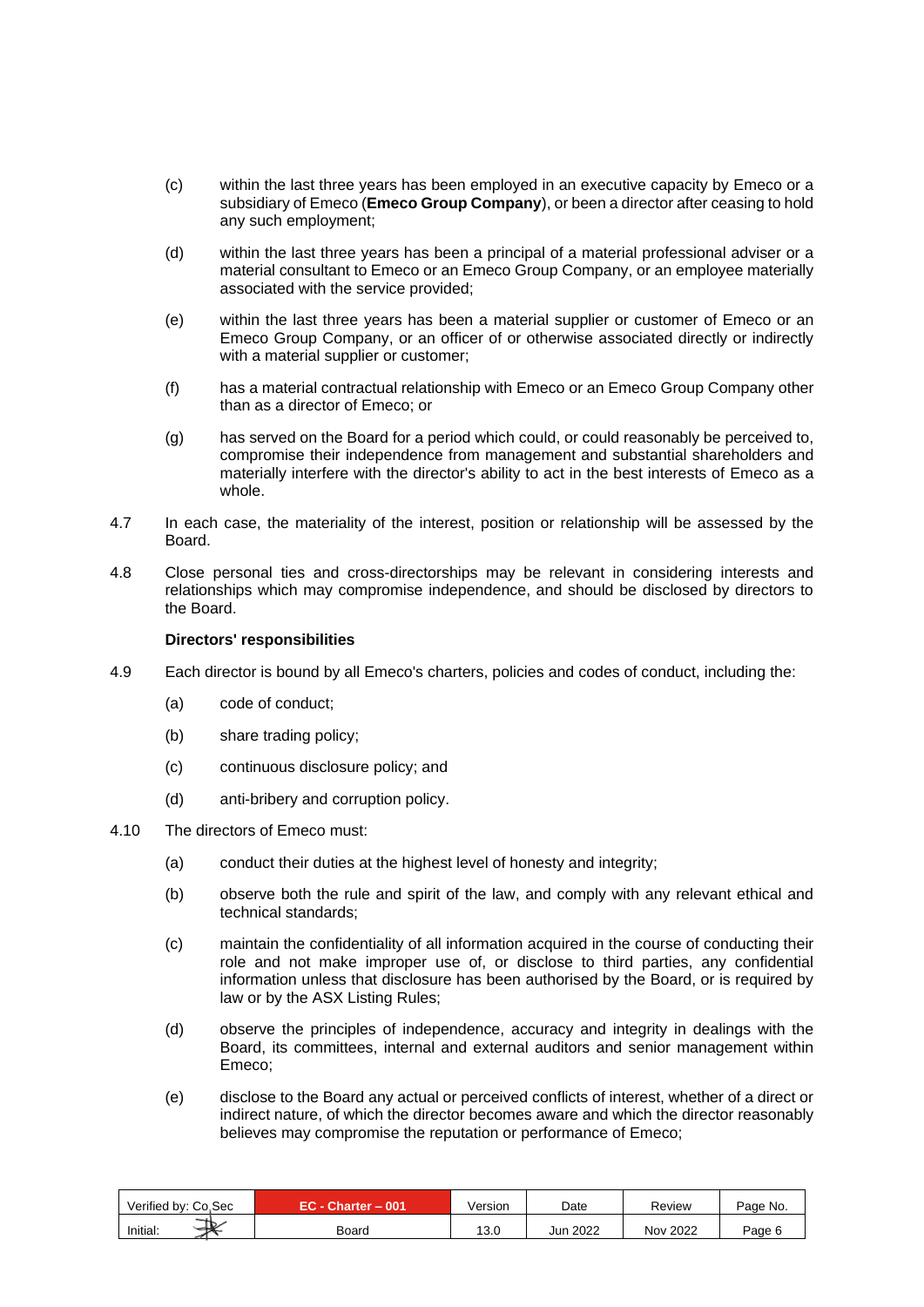(c) within the last three years has been employed in an executive capacity by Emeco or a subsidiary of Emeco (**Emeco Group Company**), or been a director after ceasing to hold any such employment;

(d) within the last three years has been a principal of a material professional adviser or a material consultant to Emeco or an Emeco Group Company, or an employee materially associated with the service provided;

(e) within the last three years has been a material supplier or customer of Emeco or an Emeco Group Company, or an officer of or otherwise associated directly or indirectly with a material supplier or customer;

(f) has a material contractual relationship with Emeco or an Emeco Group Company other than as a director of Emeco; or

(g) has served on the Board for a period which could, or could reasonably be perceived to, compromise their independence from management and substantial shareholders and materially interfere with the director's ability to act in the best interests of Emeco as a whole.

4.7 In each case, the materiality of the interest, position or relationship will be assessed by the Board.

4.8 Close personal ties and cross-directorships may be relevant in considering interests and relationships which may compromise independence, and should be disclosed by directors to the Board.

**Directors' responsibilities**

4.9 Each director is bound by all Emeco's charters, policies and codes of conduct, including the:

(a) code of conduct;

(b) share trading policy;

(c) continuous disclosure policy; and

(d) anti-bribery and corruption policy.

4.10 The directors of Emeco must:

(a) conduct their duties at the highest level of honesty and integrity;

(b) observe both the rule and spirit of the law, and comply with any relevant ethical and technical standards;

(c) maintain the confidentiality of all information acquired in the course of conducting their role and not make improper use of, or disclose to third parties, any confidential information unless that disclosure has been authorised by the Board, or is required by law or by the ASX Listing Rules;

(d) observe the principles of independence, accuracy and integrity in dealings with the Board, its committees, internal and external auditors and senior management within Emeco;

(e) disclose to the Board any actual or perceived conflicts of interest, whether of a direct or indirect nature, of which the director becomes aware and which the director reasonably believes may compromise the reputation or performance of Emeco;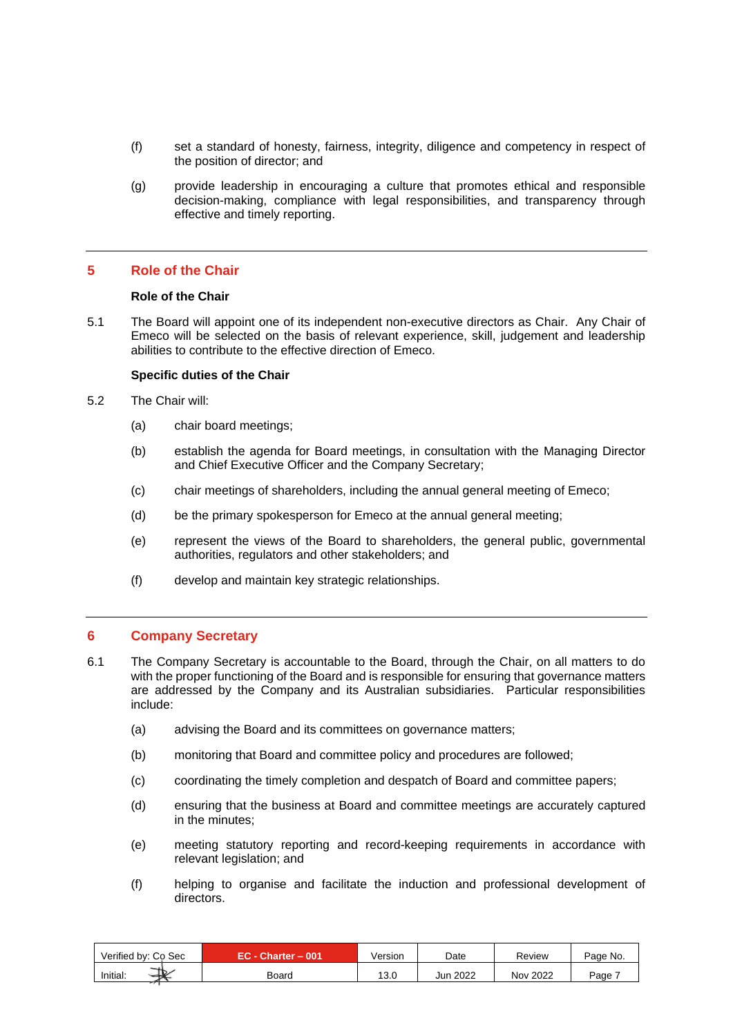(f) set a standard of honesty, fairness, integrity, diligence and competency in respect of the position of director; and

(g) provide leadership in encouraging a culture that promotes ethical and responsible decision-making, compliance with legal responsibilities, and transparency through effective and timely reporting.

## 5 Role of the Chair

**Role of the Chair**

5.1 The Board will appoint one of its independent non-executive directors as Chair. Any Chair of Emeco will be selected on the basis of relevant experience, skill, judgement and leadership abilities to contribute to the effective direction of Emeco.

**Specific duties of the Chair**

5.2 The Chair will:

(a) chair board meetings;

(b) establish the agenda for Board meetings, in consultation with the Managing Director and Chief Executive Officer and the Company Secretary;

(c) chair meetings of shareholders, including the annual general meeting of Emeco;

(d) be the primary spokesperson for Emeco at the annual general meeting;

(e) represent the views of the Board to shareholders, the general public, governmental authorities, regulators and other stakeholders; and

(f) develop and maintain key strategic relationships.

## 6 Company Secretary

6.1 The Company Secretary is accountable to the Board, through the Chair, on all matters to do with the proper functioning of the Board and is responsible for ensuring that governance matters are addressed by the Company and its Australian subsidiaries. Particular responsibilities include:

(a) advising the Board and its committees on governance matters;

(b) monitoring that Board and committee policy and procedures are followed;

(c) coordinating the timely completion and despatch of Board and committee papers;

(d) ensuring that the business at Board and committee meetings are accurately captured in the minutes;

(e) meeting statutory reporting and record-keeping requirements in accordance with relevant legislation; and

(f) helping to organise and facilitate the induction and professional development of directors.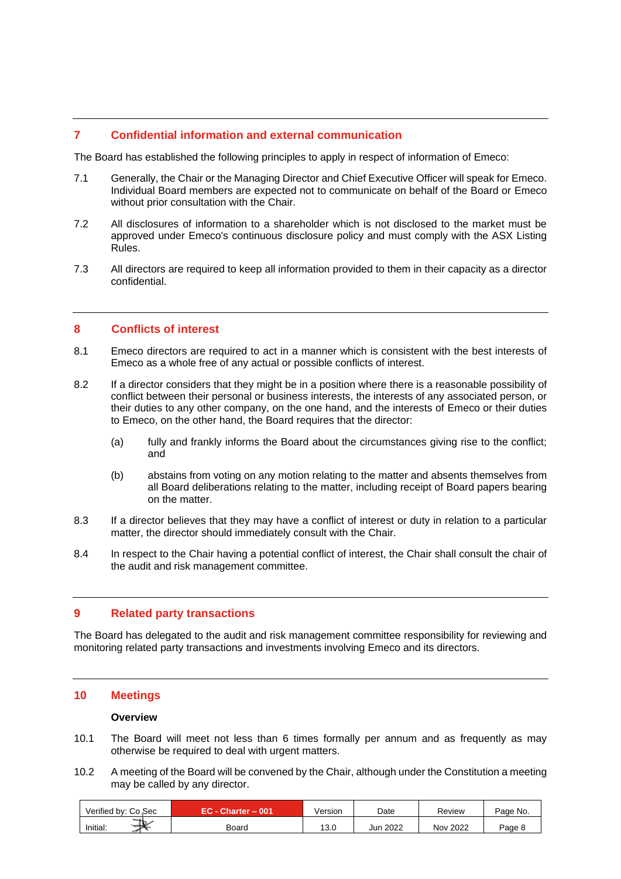## 7 Confidential information and external communication

The Board has established the following principles to apply in respect of information of Emeco:

7.1 Generally, the Chair or the Managing Director and Chief Executive Officer will speak for Emeco. Individual Board members are expected not to communicate on behalf of the Board or Emeco without prior consultation with the Chair.

7.2 All disclosures of information to a shareholder which is not disclosed to the market must be approved under Emeco's continuous disclosure policy and must comply with the ASX Listing Rules.

7.3 All directors are required to keep all information provided to them in their capacity as a director confidential.

## 8 Conflicts of interest

8.1 Emeco directors are required to act in a manner which is consistent with the best interests of Emeco as a whole free of any actual or possible conflicts of interest.

8.2 If a director considers that they might be in a position where there is a reasonable possibility of conflict between their personal or business interests, the interests of any associated person, or their duties to any other company, on the one hand, and the interests of Emeco or their duties to Emeco, on the other hand, the Board requires that the director:

(a) fully and frankly informs the Board about the circumstances giving rise to the conflict; and

(b) abstains from voting on any motion relating to the matter and absents themselves from all Board deliberations relating to the matter, including receipt of Board papers bearing on the matter.

8.3 If a director believes that they may have a conflict of interest or duty in relation to a particular matter, the director should immediately consult with the Chair.

8.4 In respect to the Chair having a potential conflict of interest, the Chair shall consult the chair of the audit and risk management committee.

## 9 Related party transactions

The Board has delegated to the audit and risk management committee responsibility for reviewing and monitoring related party transactions and investments involving Emeco and its directors.

## 10 Meetings

**Overview**

10.1 The Board will meet not less than 6 times formally per annum and as frequently as may otherwise be required to deal with urgent matters.

10.2 A meeting of the Board will be convened by the Chair, although under the Constitution a meeting may be called by any director.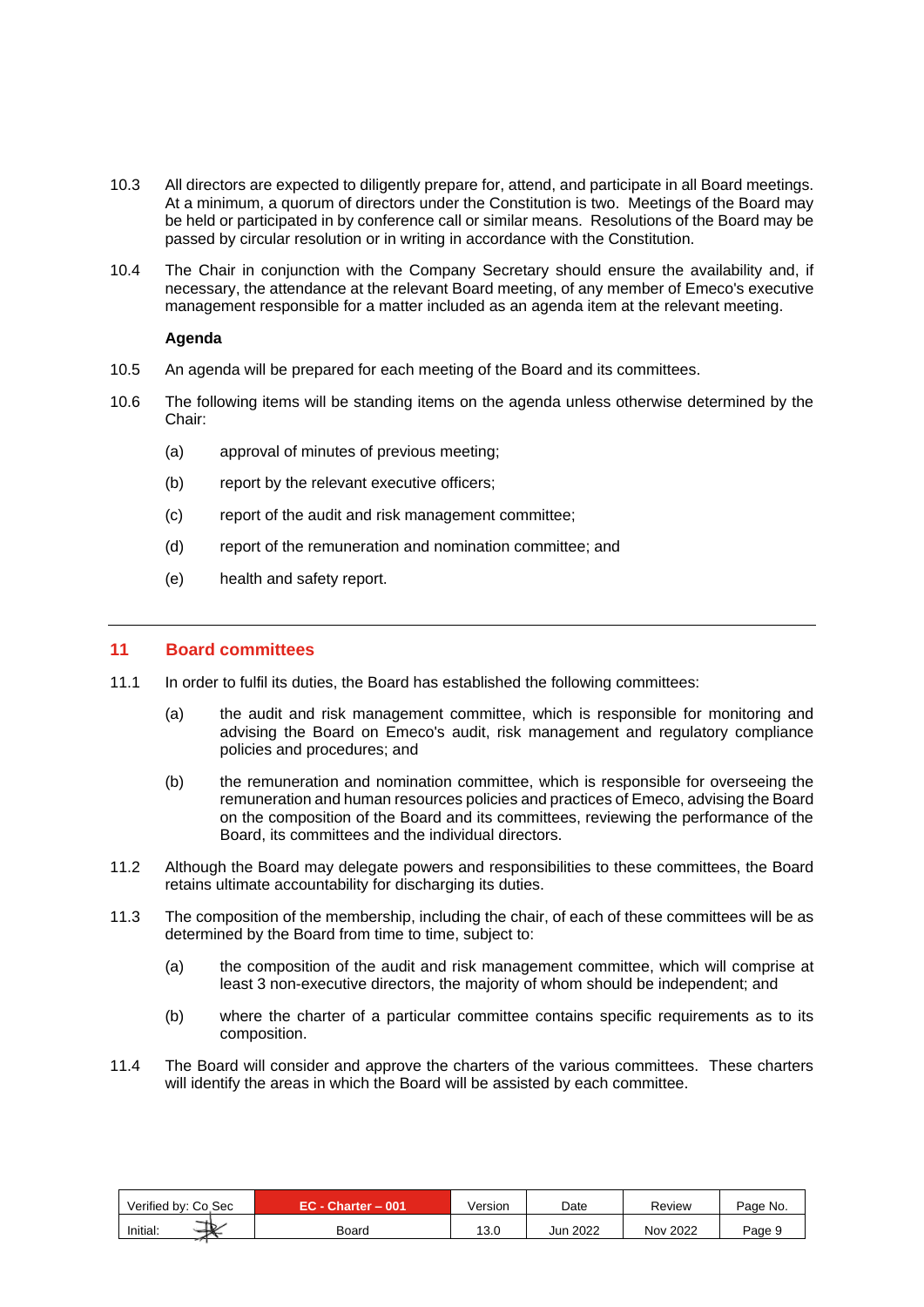10.3 All directors are expected to diligently prepare for, attend, and participate in all Board meetings. At a minimum, a quorum of directors under the Constitution is two. Meetings of the Board may be held or participated in by conference call or similar means. Resolutions of the Board may be passed by circular resolution or in writing in accordance with the Constitution.

10.4 The Chair in conjunction with the Company Secretary should ensure the availability and, if necessary, the attendance at the relevant Board meeting, of any member of Emeco's executive management responsible for a matter included as an agenda item at the relevant meeting.

**Agenda**

10.5 An agenda will be prepared for each meeting of the Board and its committees.

10.6 The following items will be standing items on the agenda unless otherwise determined by the Chair:

(a) approval of minutes of previous meeting;

(b) report by the relevant executive officers;

(c) report of the audit and risk management committee;

(d) report of the remuneration and nomination committee; and

(e) health and safety report.

## 11 Board committees

11.1 In order to fulfil its duties, the Board has established the following committees:

(a) the audit and risk management committee, which is responsible for monitoring and advising the Board on Emeco's audit, risk management and regulatory compliance policies and procedures; and

(b) the remuneration and nomination committee, which is responsible for overseeing the remuneration and human resources policies and practices of Emeco, advising the Board on the composition of the Board and its committees, reviewing the performance of the Board, its committees and the individual directors.

11.2 Although the Board may delegate powers and responsibilities to these committees, the Board retains ultimate accountability for discharging its duties.

11.3 The composition of the membership, including the chair, of each of these committees will be as determined by the Board from time to time, subject to:

(a) the composition of the audit and risk management committee, which will comprise at least 3 non-executive directors, the majority of whom should be independent; and

(b) where the charter of a particular committee contains specific requirements as to its composition.

11.4 The Board will consider and approve the charters of the various committees. These charters will identify the areas in which the Board will be assisted by each committee.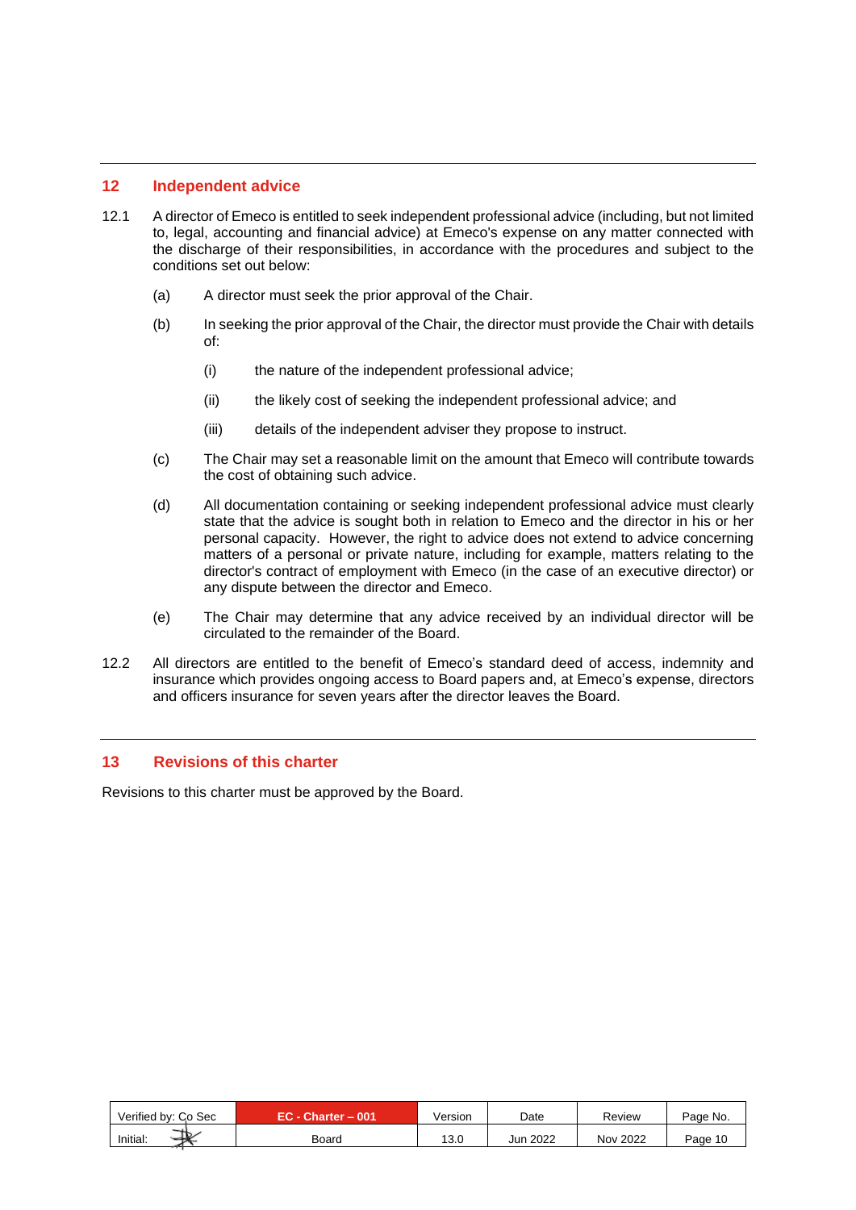## 12 Independent advice

12.1 A director of Emeco is entitled to seek independent professional advice (including, but not limited to, legal, accounting and financial advice) at Emeco's expense on any matter connected with the discharge of their responsibilities, in accordance with the procedures and subject to the conditions set out below:

(a) A director must seek the prior approval of the Chair.

(b) In seeking the prior approval of the Chair, the director must provide the Chair with details of:

(i) the nature of the independent professional advice;

(ii) the likely cost of seeking the independent professional advice; and

(iii) details of the independent adviser they propose to instruct.

(c) The Chair may set a reasonable limit on the amount that Emeco will contribute towards the cost of obtaining such advice.

(d) All documentation containing or seeking independent professional advice must clearly state that the advice is sought both in relation to Emeco and the director in his or her personal capacity. However, the right to advice does not extend to advice concerning matters of a personal or private nature, including for example, matters relating to the director's contract of employment with Emeco (in the case of an executive director) or any dispute between the director and Emeco.

(e) The Chair may determine that any advice received by an individual director will be circulated to the remainder of the Board.

12.2 All directors are entitled to the benefit of Emeco's standard deed of access, indemnity and insurance which provides ongoing access to Board papers and, at Emeco's expense, directors and officers insurance for seven years after the director leaves the Board.

## 13 Revisions of this charter

Revisions to this charter must be approved by the Board.

| Verified by: Co Sec | EC - Charter – 001 | Version | Date | Review | Page No. |
|---|---|---|---|---|---|
| Initial: | Board | 13.0 | Jun 2022 | Nov 2022 | Page 10 |